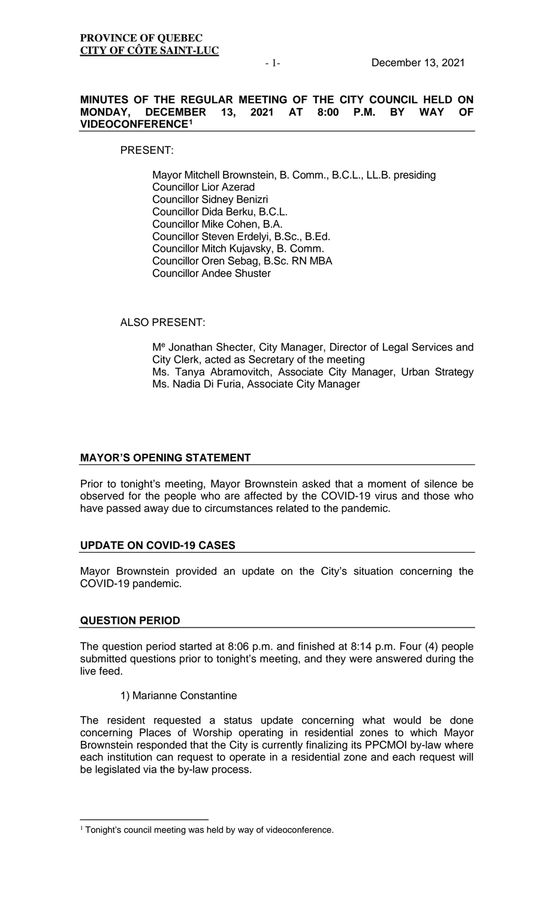**PROVINCE OF QUEBEC**
**CITY OF CÔTE SAINT-LUC**

December 13, 2021

**MINUTES OF THE REGULAR MEETING OF THE CITY COUNCIL HELD ON MONDAY, DECEMBER 13, 2021 AT 8:00 P.M. BY WAY OF VIDEOCONFERENCE[1]**

PRESENT:

Mayor Mitchell Brownstein, B. Comm., B.C.L., LL.B. presiding
Councillor Lior Azerad
Councillor Sidney Benizri
Councillor Dida Berku, B.C.L.
Councillor Mike Cohen, B.A.
Councillor Steven Erdelyi, B.Sc., B.Ed.
Councillor Mitch Kujavsky, B. Comm.
Councillor Oren Sebag, B.Sc. RN MBA
Councillor Andee Shuster

ALSO PRESENT:

Me Jonathan Shecter, City Manager, Director of Legal Services and City Clerk, acted as Secretary of the meeting
Ms. Tanya Abramovitch, Associate City Manager, Urban Strategy
Ms. Nadia Di Furia, Associate City Manager

## MAYOR'S OPENING STATEMENT

Prior to tonight's meeting, Mayor Brownstein asked that a moment of silence be observed for the people who are affected by the COVID-19 virus and those who have passed away due to circumstances related to the pandemic.

## UPDATE ON COVID-19 CASES

Mayor Brownstein provided an update on the City's situation concerning the COVID-19 pandemic.

## QUESTION PERIOD

The question period started at 8:06 p.m. and finished at 8:14 p.m. Four (4) people submitted questions prior to tonight's meeting, and they were answered during the live feed.

1) Marianne Constantine

The resident requested a status update concerning what would be done concerning Places of Worship operating in residential zones to which Mayor Brownstein responded that the City is currently finalizing its PPCMOI by-law where each institution can request to operate in a residential zone and each request will be legislated via the by-law process.

[1] Tonight's council meeting was held by way of videoconference.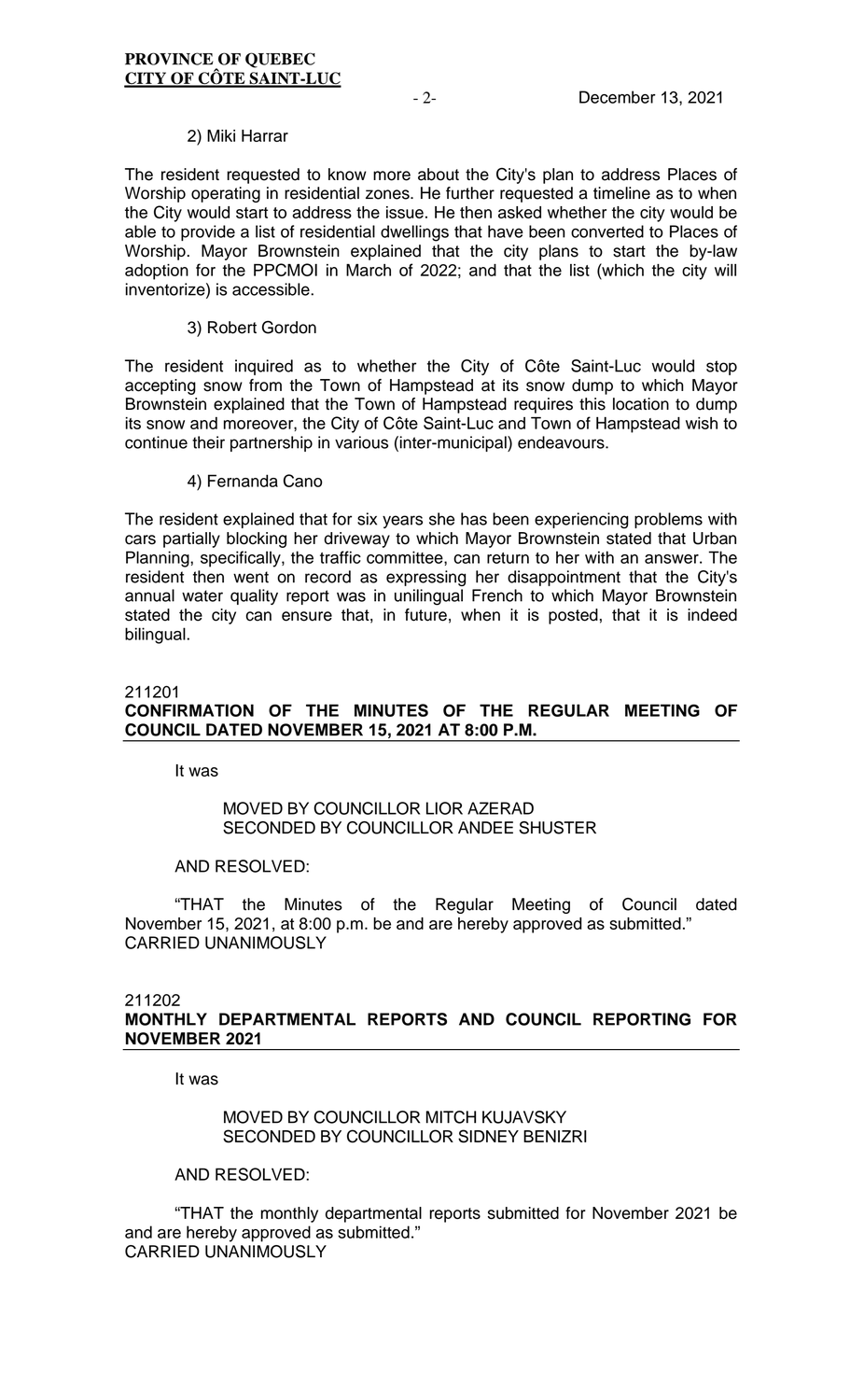2) Miki Harrar

The resident requested to know more about the City's plan to address Places of Worship operating in residential zones. He further requested a timeline as to when the City would start to address the issue. He then asked whether the city would be able to provide a list of residential dwellings that have been converted to Places of Worship. Mayor Brownstein explained that the city plans to start the by-law adoption for the PPCMOI in March of 2022; and that the list (which the city will inventorize) is accessible.

3) Robert Gordon

The resident inquired as to whether the City of Côte Saint-Luc would stop accepting snow from the Town of Hampstead at its snow dump to which Mayor Brownstein explained that the Town of Hampstead requires this location to dump its snow and moreover, the City of Côte Saint-Luc and Town of Hampstead wish to continue their partnership in various (inter-municipal) endeavours.

4) Fernanda Cano

The resident explained that for six years she has been experiencing problems with cars partially blocking her driveway to which Mayor Brownstein stated that Urban Planning, specifically, the traffic committee, can return to her with an answer. The resident then went on record as expressing her disappointment that the City's annual water quality report was in unilingual French to which Mayor Brownstein stated the city can ensure that, in future, when it is posted, that it is indeed bilingual.

211201
**CONFIRMATION OF THE MINUTES OF THE REGULAR MEETING OF COUNCIL DATED NOVEMBER 15, 2021 AT 8:00 P.M.**

It was

MOVED BY COUNCILLOR LIOR AZERAD
SECONDED BY COUNCILLOR ANDEE SHUSTER

AND RESOLVED:

"THAT the Minutes of the Regular Meeting of Council dated November 15, 2021, at 8:00 p.m. be and are hereby approved as submitted."
CARRIED UNANIMOUSLY

211202
**MONTHLY DEPARTMENTAL REPORTS AND COUNCIL REPORTING FOR NOVEMBER 2021**

It was

MOVED BY COUNCILLOR MITCH KUJAVSKY
SECONDED BY COUNCILLOR SIDNEY BENIZRI

AND RESOLVED:

"THAT the monthly departmental reports submitted for November 2021 be and are hereby approved as submitted."
CARRIED UNANIMOUSLY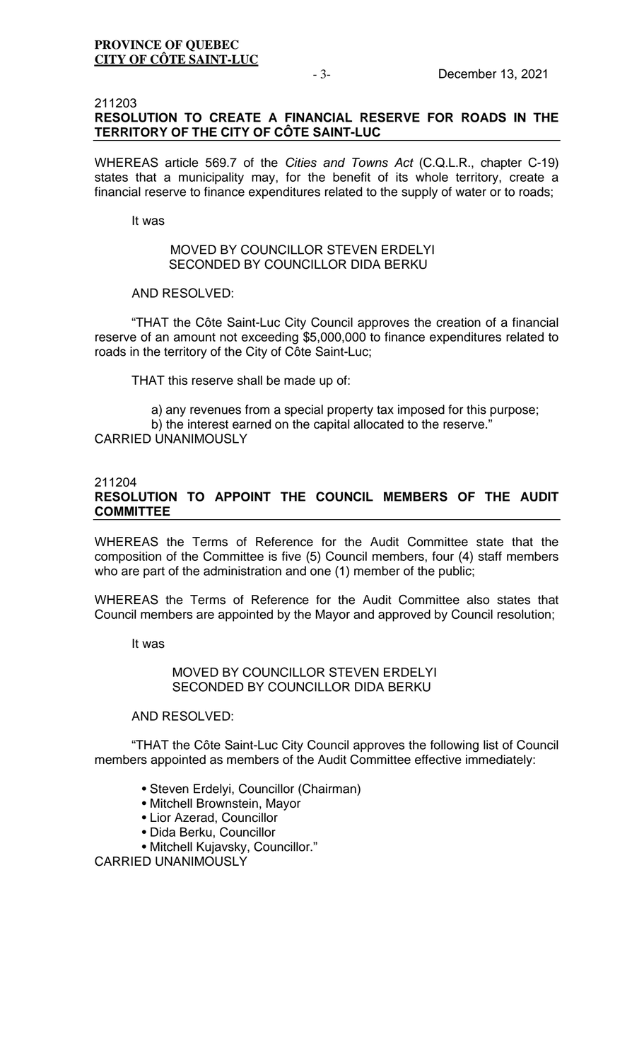211203
**RESOLUTION TO CREATE A FINANCIAL RESERVE FOR ROADS IN THE TERRITORY OF THE CITY OF CÔTE SAINT-LUC**

WHEREAS article 569.7 of the *Cities and Towns Act* (C.Q.L.R., chapter C-19) states that a municipality may, for the benefit of its whole territory, create a financial reserve to finance expenditures related to the supply of water or to roads;

It was

MOVED BY COUNCILLOR STEVEN ERDELYI
SECONDED BY COUNCILLOR DIDA BERKU

AND RESOLVED:

"THAT the Côte Saint-Luc City Council approves the creation of a financial reserve of an amount not exceeding $5,000,000 to finance expenditures related to roads in the territory of the City of Côte Saint-Luc;

THAT this reserve shall be made up of:

a) any revenues from a special property tax imposed for this purpose;
b) the interest earned on the capital allocated to the reserve."

CARRIED UNANIMOUSLY

211204
**RESOLUTION TO APPOINT THE COUNCIL MEMBERS OF THE AUDIT COMMITTEE**

WHEREAS the Terms of Reference for the Audit Committee state that the composition of the Committee is five (5) Council members, four (4) staff members who are part of the administration and one (1) member of the public;

WHEREAS the Terms of Reference for the Audit Committee also states that Council members are appointed by the Mayor and approved by Council resolution;

It was

MOVED BY COUNCILLOR STEVEN ERDELYI
SECONDED BY COUNCILLOR DIDA BERKU

AND RESOLVED:

"THAT the Côte Saint-Luc City Council approves the following list of Council members appointed as members of the Audit Committee effective immediately:

- Steven Erdelyi, Councillor (Chairman)
- Mitchell Brownstein, Mayor
- Lior Azerad, Councillor
- Dida Berku, Councillor
- Mitchell Kujavsky, Councillor."

CARRIED UNANIMOUSLY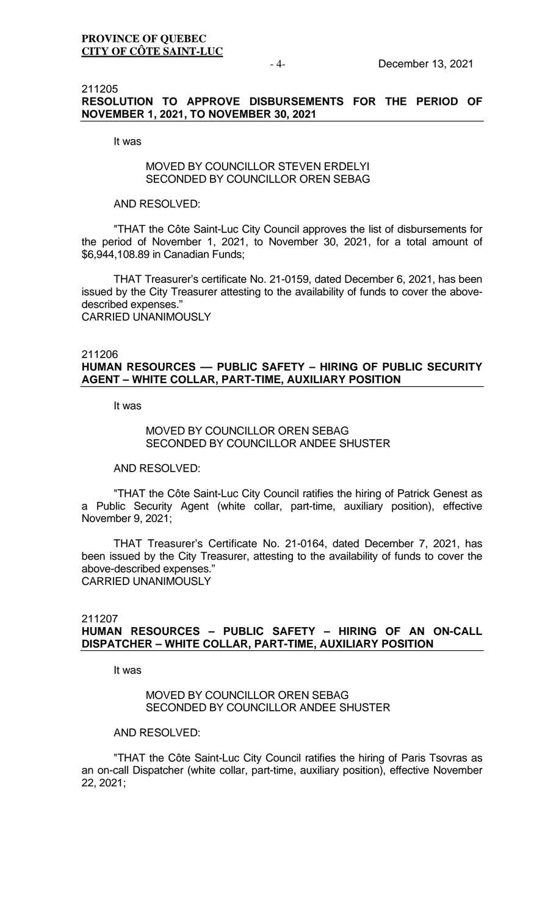211205
**RESOLUTION TO APPROVE DISBURSEMENTS FOR THE PERIOD OF NOVEMBER 1, 2021, TO NOVEMBER 30, 2021**

It was

MOVED BY COUNCILLOR STEVEN ERDELYI
SECONDED BY COUNCILLOR OREN SEBAG

AND RESOLVED:

"THAT the Côte Saint-Luc City Council approves the list of disbursements for the period of November 1, 2021, to November 30, 2021, for a total amount of $6,944,108.89 in Canadian Funds;

THAT Treasurer's certificate No. 21-0159, dated December 6, 2021, has been issued by the City Treasurer attesting to the availability of funds to cover the above-described expenses."
CARRIED UNANIMOUSLY

211206
**HUMAN RESOURCES — PUBLIC SAFETY – HIRING OF PUBLIC SECURITY AGENT – WHITE COLLAR, PART-TIME, AUXILIARY POSITION**

It was

MOVED BY COUNCILLOR OREN SEBAG
SECONDED BY COUNCILLOR ANDEE SHUSTER

AND RESOLVED:

"THAT the Côte Saint-Luc City Council ratifies the hiring of Patrick Genest as a Public Security Agent (white collar, part-time, auxiliary position), effective November 9, 2021;

THAT Treasurer's Certificate No. 21-0164, dated December 7, 2021, has been issued by the City Treasurer, attesting to the availability of funds to cover the above-described expenses."
CARRIED UNANIMOUSLY

211207
**HUMAN RESOURCES – PUBLIC SAFETY – HIRING OF AN ON-CALL DISPATCHER – WHITE COLLAR, PART-TIME, AUXILIARY POSITION**

It was

MOVED BY COUNCILLOR OREN SEBAG
SECONDED BY COUNCILLOR ANDEE SHUSTER

AND RESOLVED:

"THAT the Côte Saint-Luc City Council ratifies the hiring of Paris Tsovras as an on-call Dispatcher (white collar, part-time, auxiliary position), effective November 22, 2021;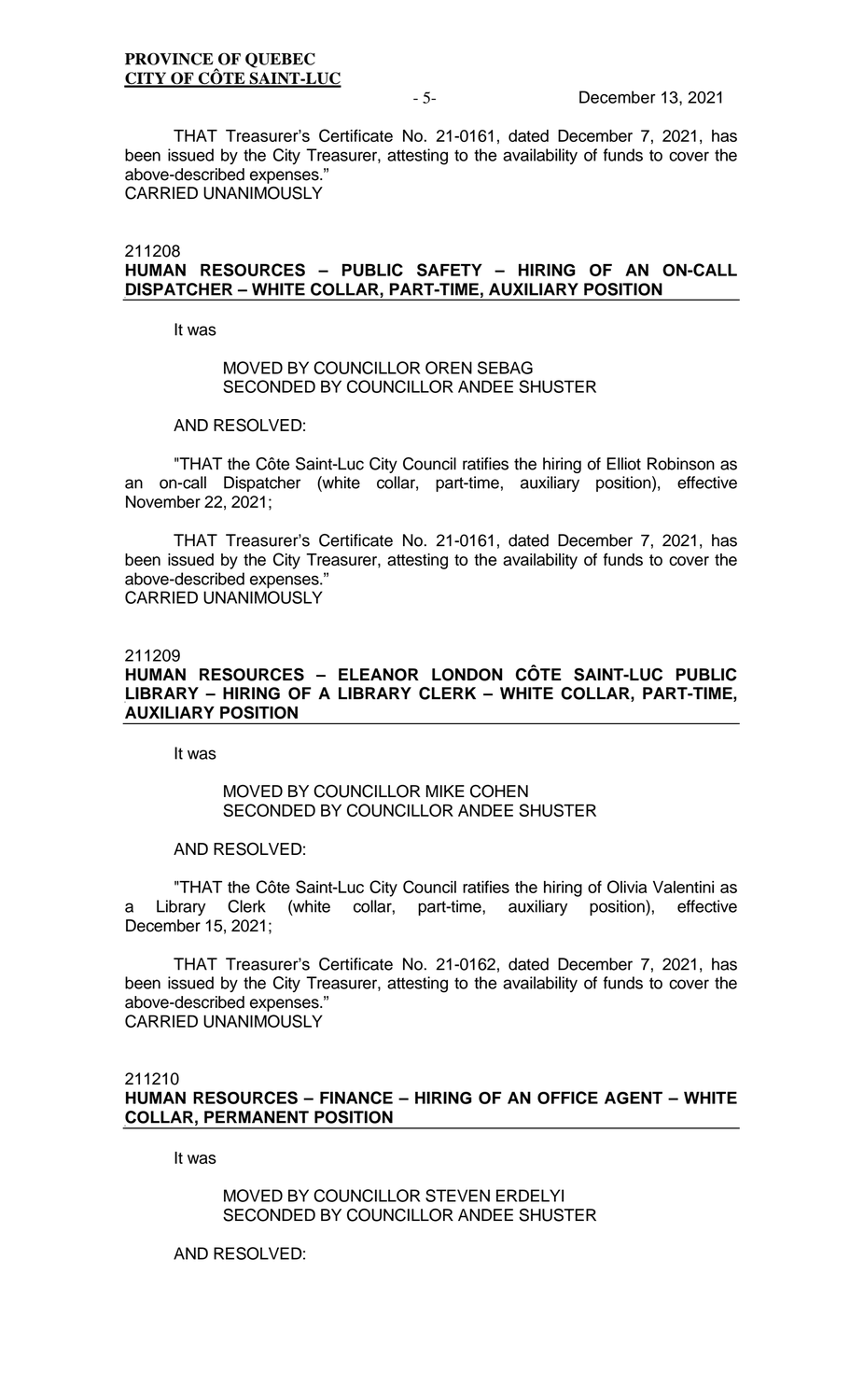THAT Treasurer's Certificate No. 21-0161, dated December 7, 2021, has been issued by the City Treasurer, attesting to the availability of funds to cover the above-described expenses."
CARRIED UNANIMOUSLY

211208

**HUMAN RESOURCES – PUBLIC SAFETY – HIRING OF AN ON-CALL DISPATCHER – WHITE COLLAR, PART-TIME, AUXILIARY POSITION**

It was

MOVED BY COUNCILLOR OREN SEBAG
SECONDED BY COUNCILLOR ANDEE SHUSTER

AND RESOLVED:

"THAT the Côte Saint-Luc City Council ratifies the hiring of Elliot Robinson as an on-call Dispatcher (white collar, part-time, auxiliary position), effective November 22, 2021;

THAT Treasurer's Certificate No. 21-0161, dated December 7, 2021, has been issued by the City Treasurer, attesting to the availability of funds to cover the above-described expenses."
CARRIED UNANIMOUSLY

211209

**HUMAN RESOURCES – ELEANOR LONDON CÔTE SAINT-LUC PUBLIC LIBRARY – HIRING OF A LIBRARY CLERK – WHITE COLLAR, PART-TIME, AUXILIARY POSITION**

It was

MOVED BY COUNCILLOR MIKE COHEN
SECONDED BY COUNCILLOR ANDEE SHUSTER

AND RESOLVED:

"THAT the Côte Saint-Luc City Council ratifies the hiring of Olivia Valentini as a Library Clerk (white collar, part-time, auxiliary position), effective December 15, 2021;

THAT Treasurer's Certificate No. 21-0162, dated December 7, 2021, has been issued by the City Treasurer, attesting to the availability of funds to cover the above-described expenses."
CARRIED UNANIMOUSLY

211210

**HUMAN RESOURCES – FINANCE – HIRING OF AN OFFICE AGENT – WHITE COLLAR, PERMANENT POSITION**

It was

MOVED BY COUNCILLOR STEVEN ERDELYI
SECONDED BY COUNCILLOR ANDEE SHUSTER

AND RESOLVED: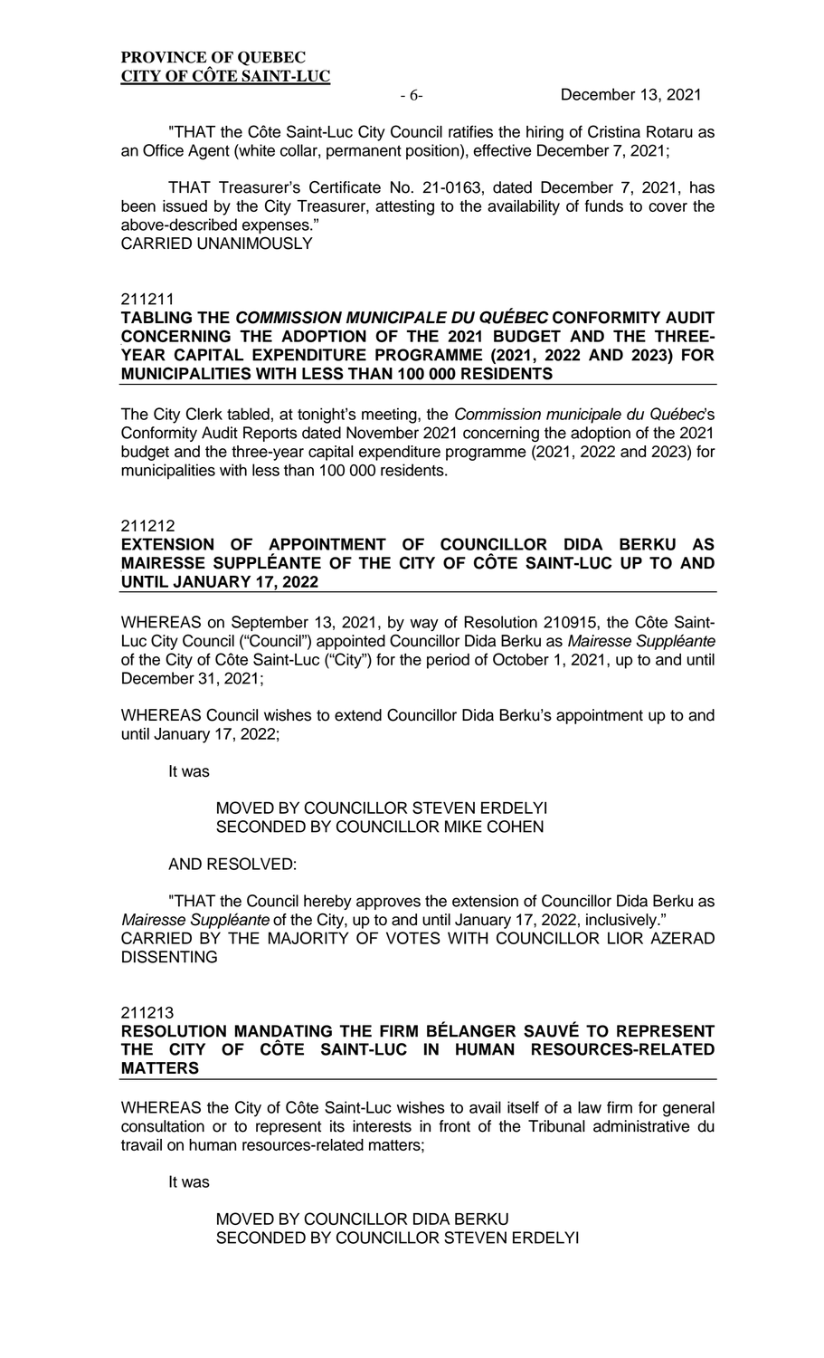"THAT the Côte Saint-Luc City Council ratifies the hiring of Cristina Rotaru as an Office Agent (white collar, permanent position), effective December 7, 2021;

THAT Treasurer's Certificate No. 21-0163, dated December 7, 2021, has been issued by the City Treasurer, attesting to the availability of funds to cover the above-described expenses."
CARRIED UNANIMOUSLY

211211
**TABLING THE *COMMISSION MUNICIPALE DU QUÉBEC* CONFORMITY AUDIT CONCERNING THE ADOPTION OF THE 2021 BUDGET AND THE THREE-YEAR CAPITAL EXPENDITURE PROGRAMME (2021, 2022 AND 2023) FOR MUNICIPALITIES WITH LESS THAN 100 000 RESIDENTS**

The City Clerk tabled, at tonight's meeting, the *Commission municipale du Québec*'s Conformity Audit Reports dated November 2021 concerning the adoption of the 2021 budget and the three-year capital expenditure programme (2021, 2022 and 2023) for municipalities with less than 100 000 residents.

211212
**EXTENSION OF APPOINTMENT OF COUNCILLOR DIDA BERKU AS MAIRESSE SUPPLÉANTE OF THE CITY OF CÔTE SAINT-LUC UP TO AND UNTIL JANUARY 17, 2022**

WHEREAS on September 13, 2021, by way of Resolution 210915, the Côte Saint-Luc City Council ("Council") appointed Councillor Dida Berku as *Mairesse Suppléante* of the City of Côte Saint-Luc ("City") for the period of October 1, 2021, up to and until December 31, 2021;

WHEREAS Council wishes to extend Councillor Dida Berku's appointment up to and until January 17, 2022;

It was

MOVED BY COUNCILLOR STEVEN ERDELYI
SECONDED BY COUNCILLOR MIKE COHEN

AND RESOLVED:

"THAT the Council hereby approves the extension of Councillor Dida Berku as *Mairesse Suppléante* of the City, up to and until January 17, 2022, inclusively."
CARRIED BY THE MAJORITY OF VOTES WITH COUNCILLOR LIOR AZERAD DISSENTING

211213
**RESOLUTION MANDATING THE FIRM BÉLANGER SAUVÉ TO REPRESENT THE CITY OF CÔTE SAINT-LUC IN HUMAN RESOURCES-RELATED MATTERS**

WHEREAS the City of Côte Saint-Luc wishes to avail itself of a law firm for general consultation or to represent its interests in front of the Tribunal administratif du travail on human resources-related matters;

It was

MOVED BY COUNCILLOR DIDA BERKU
SECONDED BY COUNCILLOR STEVEN ERDELYI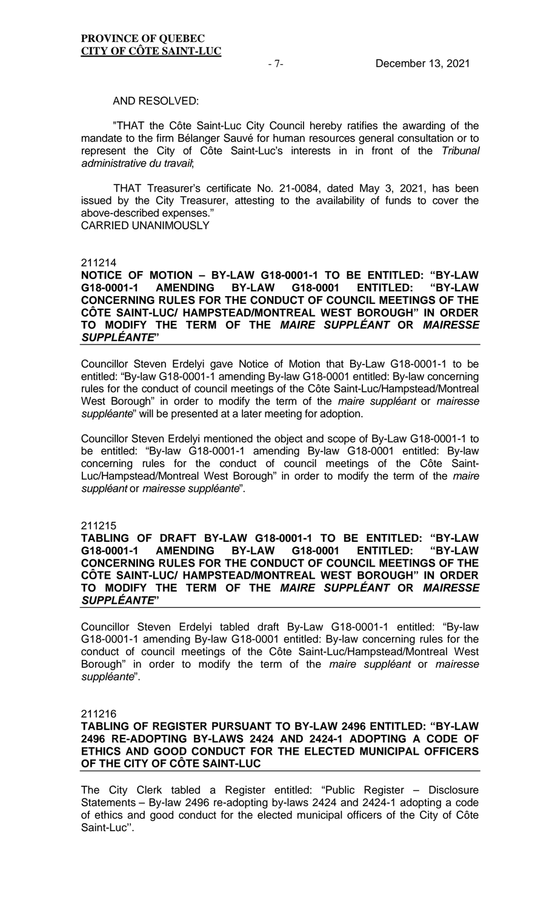AND RESOLVED:

"THAT the Côte Saint-Luc City Council hereby ratifies the awarding of the mandate to the firm Bélanger Sauvé for human resources general consultation or to represent the City of Côte Saint-Luc's interests in in front of the *Tribunal administrative du travail*;

THAT Treasurer's certificate No. 21-0084, dated May 3, 2021, has been issued by the City Treasurer, attesting to the availability of funds to cover the above-described expenses."
CARRIED UNANIMOUSLY

211214
**NOTICE OF MOTION – BY-LAW G18-0001-1 TO BE ENTITLED: "BY-LAW G18-0001-1 AMENDING BY-LAW G18-0001 ENTITLED: "BY-LAW CONCERNING RULES FOR THE CONDUCT OF COUNCIL MEETINGS OF THE CÔTE SAINT-LUC/ HAMPSTEAD/MONTREAL WEST BOROUGH" IN ORDER TO MODIFY THE TERM OF THE *MAIRE SUPPLÉANT* OR *MAIRESSE SUPPLÉANTE*"**

Councillor Steven Erdelyi gave Notice of Motion that By-Law G18-0001-1 to be entitled: "By-law G18-0001-1 amending By-law G18-0001 entitled: By-law concerning rules for the conduct of council meetings of the Côte Saint-Luc/Hampstead/Montreal West Borough" in order to modify the term of the *maire suppléant* or *mairesse suppléante*" will be presented at a later meeting for adoption.

Councillor Steven Erdelyi mentioned the object and scope of By-Law G18-0001-1 to be entitled: "By-law G18-0001-1 amending By-law G18-0001 entitled: By-law concerning rules for the conduct of council meetings of the Côte Saint-Luc/Hampstead/Montreal West Borough" in order to modify the term of the *maire suppléant* or *mairesse suppléante*".

211215
**TABLING OF DRAFT BY-LAW G18-0001-1 TO BE ENTITLED: "BY-LAW G18-0001-1 AMENDING BY-LAW G18-0001 ENTITLED: "BY-LAW CONCERNING RULES FOR THE CONDUCT OF COUNCIL MEETINGS OF THE CÔTE SAINT-LUC/ HAMPSTEAD/MONTREAL WEST BOROUGH" IN ORDER TO MODIFY THE TERM OF THE *MAIRE SUPPLÉANT* OR *MAIRESSE SUPPLÉANTE*"**

Councillor Steven Erdelyi tabled draft By-Law G18-0001-1 entitled: "By-law G18-0001-1 amending By-law G18-0001 entitled: By-law concerning rules for the conduct of council meetings of the Côte Saint-Luc/Hampstead/Montreal West Borough" in order to modify the term of the *maire suppléant* or *mairesse suppléante*".

211216
**TABLING OF REGISTER PURSUANT TO BY-LAW 2496 ENTITLED: "BY-LAW 2496 RE-ADOPTING BY-LAWS 2424 AND 2424-1 ADOPTING A CODE OF ETHICS AND GOOD CONDUCT FOR THE ELECTED MUNICIPAL OFFICERS OF THE CITY OF CÔTE SAINT-LUC**

The City Clerk tabled a Register entitled: "Public Register – Disclosure Statements – By-law 2496 re-adopting by-laws 2424 and 2424-1 adopting a code of ethics and good conduct for the elected municipal officers of the City of Côte Saint-Luc''.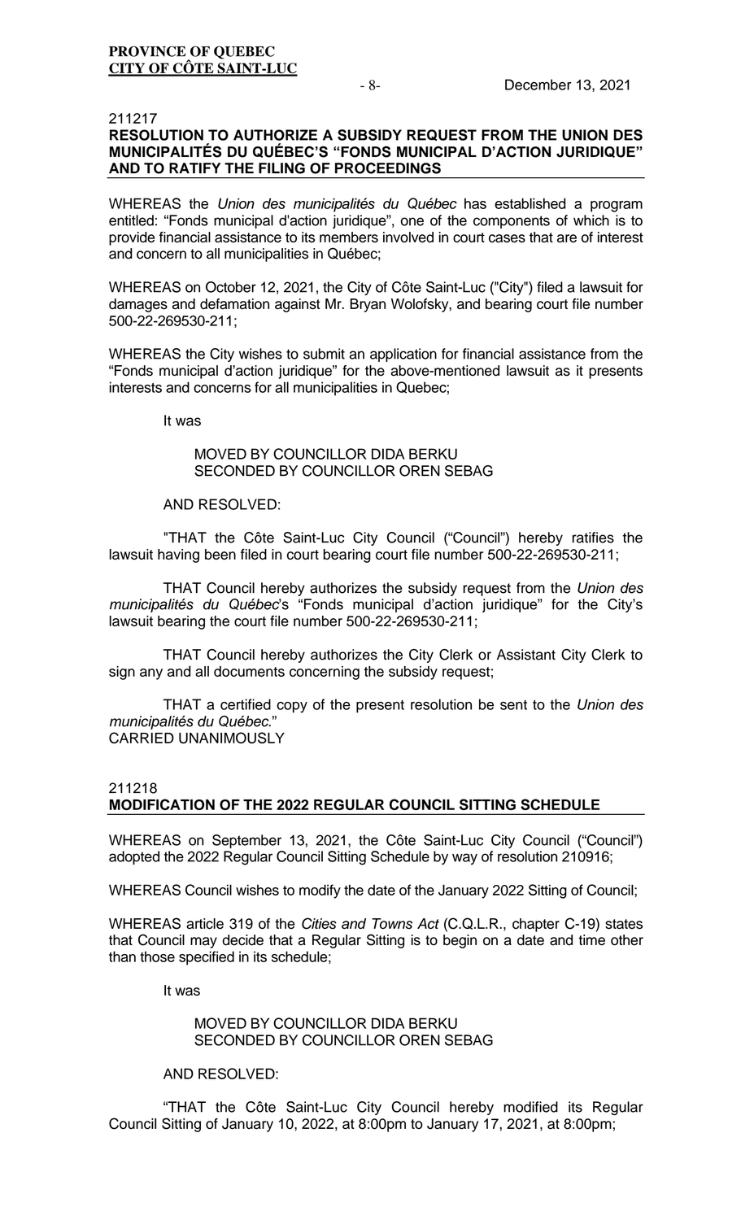211217

**RESOLUTION TO AUTHORIZE A SUBSIDY REQUEST FROM THE UNION DES MUNICIPALITÉS DU QUÉBEC'S "FONDS MUNICIPAL D'ACTION JURIDIQUE" AND TO RATIFY THE FILING OF PROCEEDINGS**

WHEREAS the *Union des municipalités du Québec* has established a program entitled: "Fonds municipal d'action juridique", one of the components of which is to provide financial assistance to its members involved in court cases that are of interest and concern to all municipalities in Québec;

WHEREAS on October 12, 2021, the City of Côte Saint-Luc ("City") filed a lawsuit for damages and defamation against Mr. Bryan Wolofsky, and bearing court file number 500-22-269530-211;

WHEREAS the City wishes to submit an application for financial assistance from the "Fonds municipal d'action juridique" for the above-mentioned lawsuit as it presents interests and concerns for all municipalities in Quebec;

It was

MOVED BY COUNCILLOR DIDA BERKU
SECONDED BY COUNCILLOR OREN SEBAG

AND RESOLVED:

"THAT the Côte Saint-Luc City Council ("Council") hereby ratifies the lawsuit having been filed in court bearing court file number 500-22-269530-211;

THAT Council hereby authorizes the subsidy request from the *Union des municipalités du Québec*'s "Fonds municipal d'action juridique" for the City's lawsuit bearing the court file number 500-22-269530-211;

THAT Council hereby authorizes the City Clerk or Assistant City Clerk to sign any and all documents concerning the subsidy request;

THAT a certified copy of the present resolution be sent to the *Union des municipalités du Québec.*"
CARRIED UNANIMOUSLY

211218

**MODIFICATION OF THE 2022 REGULAR COUNCIL SITTING SCHEDULE**

WHEREAS on September 13, 2021, the Côte Saint-Luc City Council ("Council") adopted the 2022 Regular Council Sitting Schedule by way of resolution 210916;

WHEREAS Council wishes to modify the date of the January 2022 Sitting of Council;

WHEREAS article 319 of the *Cities and Towns Act* (C.Q.L.R., chapter C-19) states that Council may decide that a Regular Sitting is to begin on a date and time other than those specified in its schedule;

It was

MOVED BY COUNCILLOR DIDA BERKU
SECONDED BY COUNCILLOR OREN SEBAG

AND RESOLVED:

"THAT the Côte Saint-Luc City Council hereby modified its Regular Council Sitting of January 10, 2022, at 8:00pm to January 17, 2021, at 8:00pm;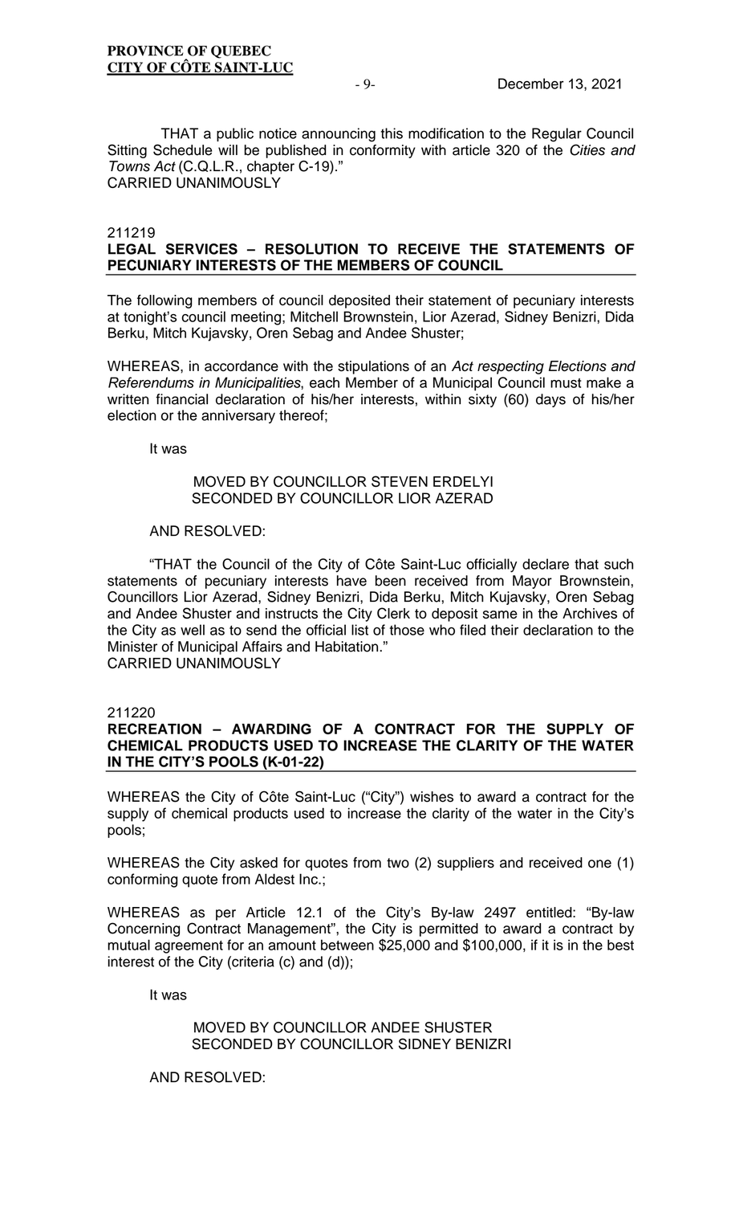THAT a public notice announcing this modification to the Regular Council Sitting Schedule will be published in conformity with article 320 of the *Cities and Towns Act* (C.Q.L.R., chapter C-19)."
CARRIED UNANIMOUSLY

211219
**LEGAL SERVICES – RESOLUTION TO RECEIVE THE STATEMENTS OF PECUNIARY INTERESTS OF THE MEMBERS OF COUNCIL**

The following members of council deposited their statement of pecuniary interests at tonight's council meeting; Mitchell Brownstein, Lior Azerad, Sidney Benizri, Dida Berku, Mitch Kujavsky, Oren Sebag and Andee Shuster;

WHEREAS, in accordance with the stipulations of an *Act respecting Elections and Referendums in Municipalities*, each Member of a Municipal Council must make a written financial declaration of his/her interests, within sixty (60) days of his/her election or the anniversary thereof;

It was

MOVED BY COUNCILLOR STEVEN ERDELYI
SECONDED BY COUNCILLOR LIOR AZERAD

AND RESOLVED:

"THAT the Council of the City of Côte Saint-Luc officially declare that such statements of pecuniary interests have been received from Mayor Brownstein, Councillors Lior Azerad, Sidney Benizri, Dida Berku, Mitch Kujavsky, Oren Sebag and Andee Shuster and instructs the City Clerk to deposit same in the Archives of the City as well as to send the official list of those who filed their declaration to the Minister of Municipal Affairs and Habitation."
CARRIED UNANIMOUSLY

211220
**RECREATION – AWARDING OF A CONTRACT FOR THE SUPPLY OF CHEMICAL PRODUCTS USED TO INCREASE THE CLARITY OF THE WATER IN THE CITY'S POOLS (K-01-22)**

WHEREAS the City of Côte Saint-Luc ("City") wishes to award a contract for the supply of chemical products used to increase the clarity of the water in the City's pools;

WHEREAS the City asked for quotes from two (2) suppliers and received one (1) conforming quote from Aldest Inc.;

WHEREAS as per Article 12.1 of the City's By-law 2497 entitled: "By-law Concerning Contract Management", the City is permitted to award a contract by mutual agreement for an amount between $25,000 and $100,000, if it is in the best interest of the City (criteria (c) and (d));

It was

MOVED BY COUNCILLOR ANDEE SHUSTER
SECONDED BY COUNCILLOR SIDNEY BENIZRI

AND RESOLVED: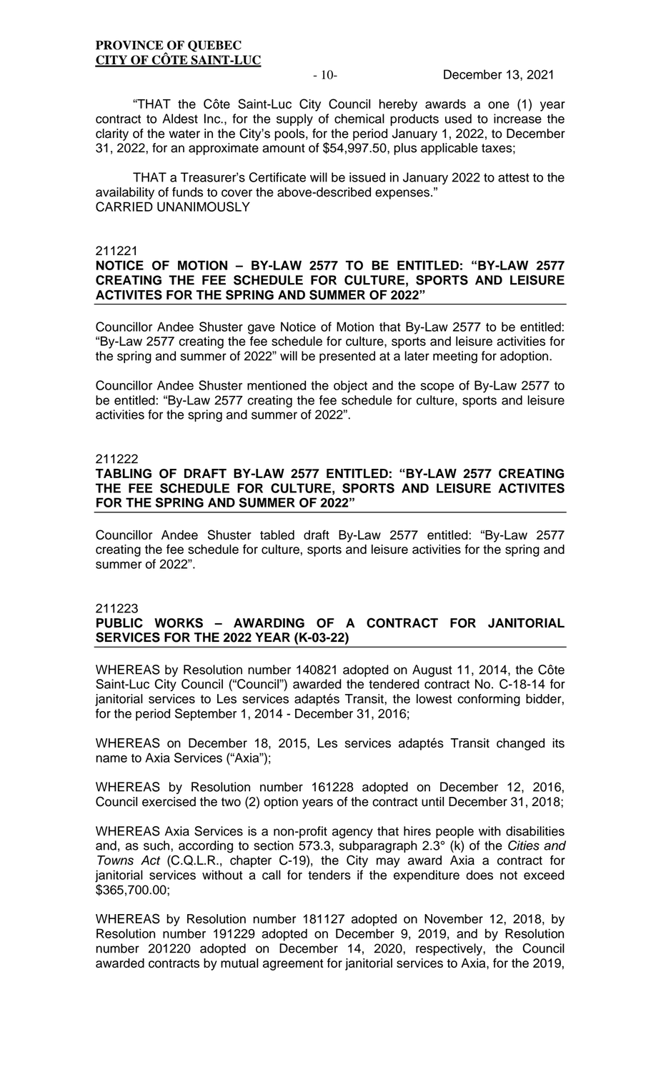"THAT the Côte Saint-Luc City Council hereby awards a one (1) year contract to Aldest Inc., for the supply of chemical products used to increase the clarity of the water in the City's pools, for the period January 1, 2022, to December 31, 2022, for an approximate amount of $54,997.50, plus applicable taxes;

THAT a Treasurer's Certificate will be issued in January 2022 to attest to the availability of funds to cover the above-described expenses."
CARRIED UNANIMOUSLY

211221

**NOTICE OF MOTION – BY-LAW 2577 TO BE ENTITLED: "BY-LAW 2577 CREATING THE FEE SCHEDULE FOR CULTURE, SPORTS AND LEISURE ACTIVITES FOR THE SPRING AND SUMMER OF 2022"**

Councillor Andee Shuster gave Notice of Motion that By-Law 2577 to be entitled: "By-Law 2577 creating the fee schedule for culture, sports and leisure activities for the spring and summer of 2022" will be presented at a later meeting for adoption.

Councillor Andee Shuster mentioned the object and the scope of By-Law 2577 to be entitled: "By-Law 2577 creating the fee schedule for culture, sports and leisure activities for the spring and summer of 2022".

211222

**TABLING OF DRAFT BY-LAW 2577 ENTITLED: "BY-LAW 2577 CREATING THE FEE SCHEDULE FOR CULTURE, SPORTS AND LEISURE ACTIVITES FOR THE SPRING AND SUMMER OF 2022"**

Councillor Andee Shuster tabled draft By-Law 2577 entitled: "By-Law 2577 creating the fee schedule for culture, sports and leisure activities for the spring and summer of 2022".

211223

**PUBLIC WORKS – AWARDING OF A CONTRACT FOR JANITORIAL SERVICES FOR THE 2022 YEAR (K-03-22)**

WHEREAS by Resolution number 140821 adopted on August 11, 2014, the Côte Saint-Luc City Council ("Council") awarded the tendered contract No. C-18-14 for janitorial services to Les services adaptés Transit, the lowest conforming bidder, for the period September 1, 2014 - December 31, 2016;

WHEREAS on December 18, 2015, Les services adaptés Transit changed its name to Axia Services ("Axia");

WHEREAS by Resolution number 161228 adopted on December 12, 2016, Council exercised the two (2) option years of the contract until December 31, 2018;

WHEREAS Axia Services is a non-profit agency that hires people with disabilities and, as such, according to section 573.3, subparagraph 2.3° (k) of the *Cities and Towns Act* (C.Q.L.R., chapter C-19), the City may award Axia a contract for janitorial services without a call for tenders if the expenditure does not exceed $365,700.00;

WHEREAS by Resolution number 181127 adopted on November 12, 2018, by Resolution number 191229 adopted on December 9, 2019, and by Resolution number 201220 adopted on December 14, 2020, respectively, the Council awarded contracts by mutual agreement for janitorial services to Axia, for the 2019,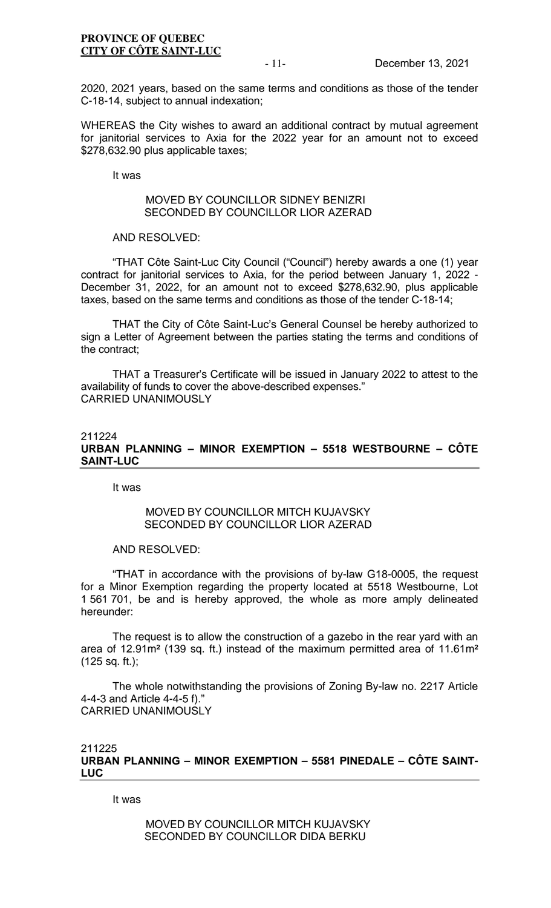2020, 2021 years, based on the same terms and conditions as those of the tender C-18-14, subject to annual indexation;

WHEREAS the City wishes to award an additional contract by mutual agreement for janitorial services to Axia for the 2022 year for an amount not to exceed $278,632.90 plus applicable taxes;

It was

MOVED BY COUNCILLOR SIDNEY BENIZRI
SECONDED BY COUNCILLOR LIOR AZERAD

AND RESOLVED:

"THAT Côte Saint-Luc City Council ("Council") hereby awards a one (1) year contract for janitorial services to Axia, for the period between January 1, 2022 - December 31, 2022, for an amount not to exceed $278,632.90, plus applicable taxes, based on the same terms and conditions as those of the tender C-18-14;

THAT the City of Côte Saint-Luc's General Counsel be hereby authorized to sign a Letter of Agreement between the parties stating the terms and conditions of the contract;

THAT a Treasurer's Certificate will be issued in January 2022 to attest to the availability of funds to cover the above-described expenses."
CARRIED UNANIMOUSLY

211224
**URBAN PLANNING – MINOR EXEMPTION – 5518 WESTBOURNE – CÔTE SAINT-LUC**

It was

MOVED BY COUNCILLOR MITCH KUJAVSKY
SECONDED BY COUNCILLOR LIOR AZERAD

AND RESOLVED:

"THAT in accordance with the provisions of by-law G18-0005, the request for a Minor Exemption regarding the property located at 5518 Westbourne, Lot 1 561 701, be and is hereby approved, the whole as more amply delineated hereunder:

The request is to allow the construction of a gazebo in the rear yard with an area of 12.91m² (139 sq. ft.) instead of the maximum permitted area of 11.61m² (125 sq. ft.);

The whole notwithstanding the provisions of Zoning By-law no. 2217 Article 4-4-3 and Article 4-4-5 f)."
CARRIED UNANIMOUSLY

211225
**URBAN PLANNING – MINOR EXEMPTION – 5581 PINEDALE – CÔTE SAINT-LUC**

It was

MOVED BY COUNCILLOR MITCH KUJAVSKY
SECONDED BY COUNCILLOR DIDA BERKU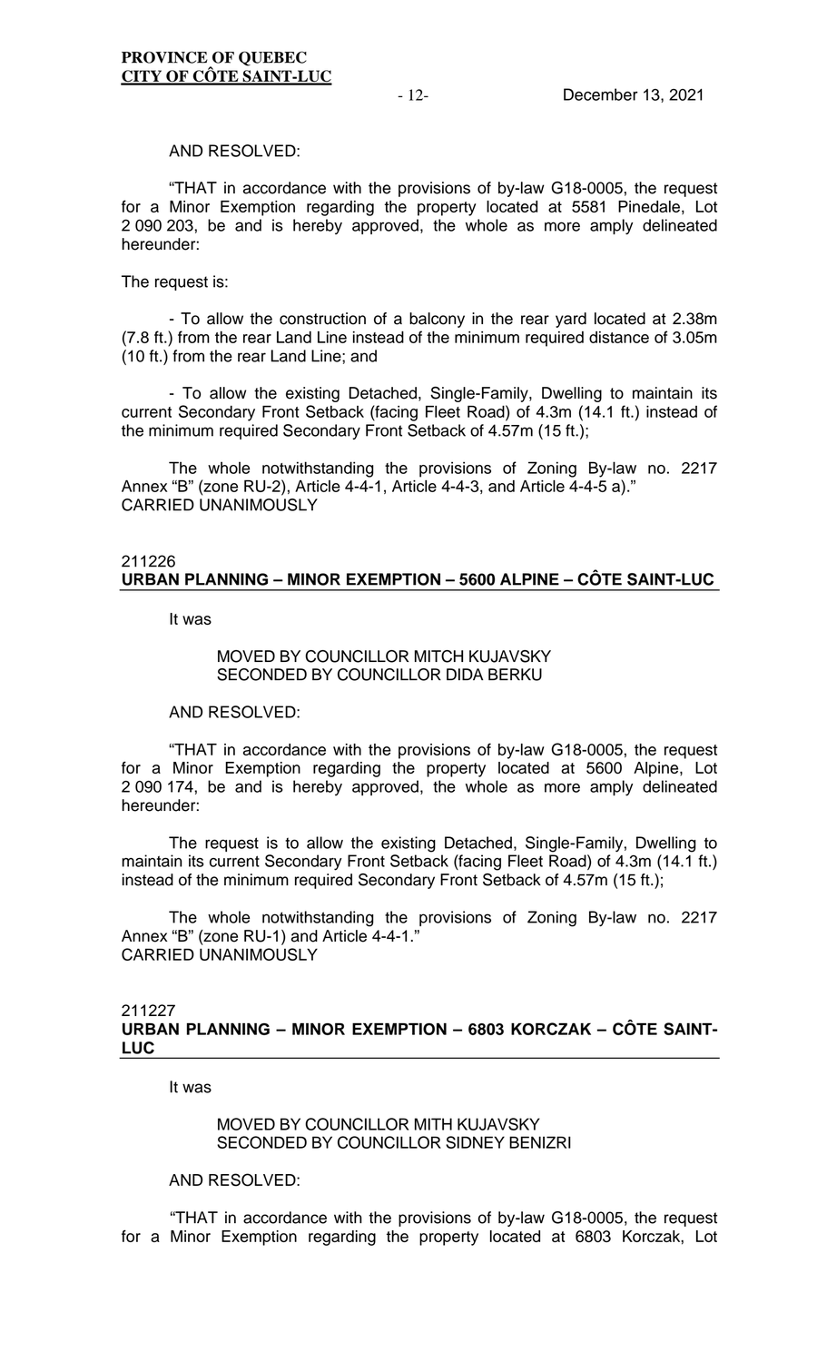AND RESOLVED:

"THAT in accordance with the provisions of by-law G18-0005, the request for a Minor Exemption regarding the property located at 5581 Pinedale, Lot 2 090 203, be and is hereby approved, the whole as more amply delineated hereunder:

The request is:

- To allow the construction of a balcony in the rear yard located at 2.38m (7.8 ft.) from the rear Land Line instead of the minimum required distance of 3.05m (10 ft.) from the rear Land Line; and

- To allow the existing Detached, Single-Family, Dwelling to maintain its current Secondary Front Setback (facing Fleet Road) of 4.3m (14.1 ft.) instead of the minimum required Secondary Front Setback of 4.57m (15 ft.);

The whole notwithstanding the provisions of Zoning By-law no. 2217 Annex "B" (zone RU-2), Article 4-4-1, Article 4-4-3, and Article 4-4-5 a)."
CARRIED UNANIMOUSLY

211226
## URBAN PLANNING – MINOR EXEMPTION – 5600 ALPINE – CÔTE SAINT-LUC

It was

MOVED BY COUNCILLOR MITCH KUJAVSKY
SECONDED BY COUNCILLOR DIDA BERKU

AND RESOLVED:

"THAT in accordance with the provisions of by-law G18-0005, the request for a Minor Exemption regarding the property located at 5600 Alpine, Lot 2 090 174, be and is hereby approved, the whole as more amply delineated hereunder:

The request is to allow the existing Detached, Single-Family, Dwelling to maintain its current Secondary Front Setback (facing Fleet Road) of 4.3m (14.1 ft.) instead of the minimum required Secondary Front Setback of 4.57m (15 ft.);

The whole notwithstanding the provisions of Zoning By-law no. 2217 Annex "B" (zone RU-1) and Article 4-4-1."
CARRIED UNANIMOUSLY

211227
## URBAN PLANNING – MINOR EXEMPTION – 6803 KORCZAK – CÔTE SAINT-LUC

It was

MOVED BY COUNCILLOR MITH KUJAVSKY
SECONDED BY COUNCILLOR SIDNEY BENIZRI

AND RESOLVED:

"THAT in accordance with the provisions of by-law G18-0005, the request for a Minor Exemption regarding the property located at 6803 Korczak, Lot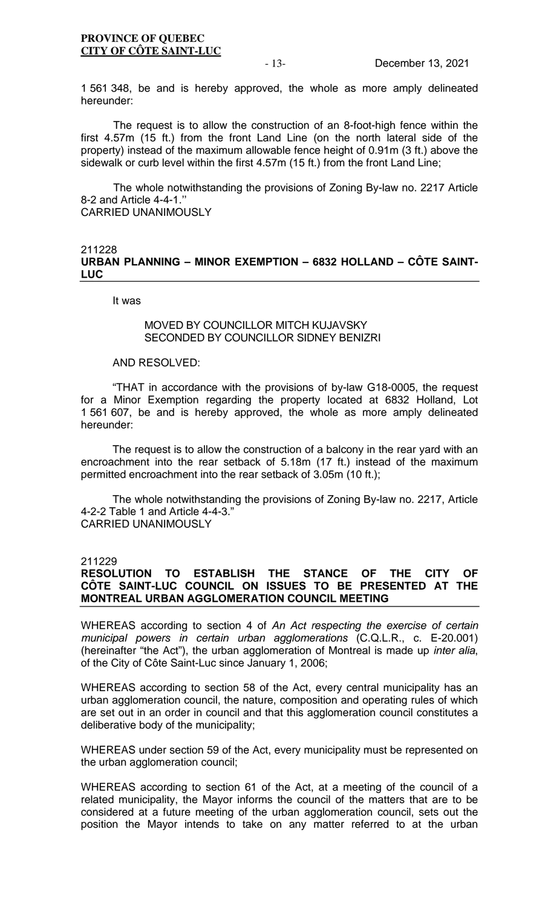1 561 348, be and is hereby approved, the whole as more amply delineated hereunder:

The request is to allow the construction of an 8-foot-high fence within the first 4.57m (15 ft.) from the front Land Line (on the north lateral side of the property) instead of the maximum allowable fence height of 0.91m (3 ft.) above the sidewalk or curb level within the first 4.57m (15 ft.) from the front Land Line;

The whole notwithstanding the provisions of Zoning By-law no. 2217 Article 8-2 and Article 4-4-1.''
CARRIED UNANIMOUSLY

211228

## URBAN PLANNING – MINOR EXEMPTION – 6832 HOLLAND – CÔTE SAINT-LUC

It was

MOVED BY COUNCILLOR MITCH KUJAVSKY
SECONDED BY COUNCILLOR SIDNEY BENIZRI

AND RESOLVED:

"THAT in accordance with the provisions of by-law G18-0005, the request for a Minor Exemption regarding the property located at 6832 Holland, Lot 1 561 607, be and is hereby approved, the whole as more amply delineated hereunder:

The request is to allow the construction of a balcony in the rear yard with an encroachment into the rear setback of 5.18m (17 ft.) instead of the maximum permitted encroachment into the rear setback of 3.05m (10 ft.);

The whole notwithstanding the provisions of Zoning By-law no. 2217, Article 4-2-2 Table 1 and Article 4-4-3."
CARRIED UNANIMOUSLY

211229

## RESOLUTION TO ESTABLISH THE STANCE OF THE CITY OF CÔTE SAINT-LUC COUNCIL ON ISSUES TO BE PRESENTED AT THE MONTREAL URBAN AGGLOMERATION COUNCIL MEETING

WHEREAS according to section 4 of *An Act respecting the exercise of certain municipal powers in certain urban agglomerations* (C.Q.L.R., c. E-20.001) (hereinafter "the Act"), the urban agglomeration of Montreal is made up *inter alia*, of the City of Côte Saint-Luc since January 1, 2006;

WHEREAS according to section 58 of the Act, every central municipality has an urban agglomeration council, the nature, composition and operating rules of which are set out in an order in council and that this agglomeration council constitutes a deliberative body of the municipality;

WHEREAS under section 59 of the Act, every municipality must be represented on the urban agglomeration council;

WHEREAS according to section 61 of the Act, at a meeting of the council of a related municipality, the Mayor informs the council of the matters that are to be considered at a future meeting of the urban agglomeration council, sets out the position the Mayor intends to take on any matter referred to at the urban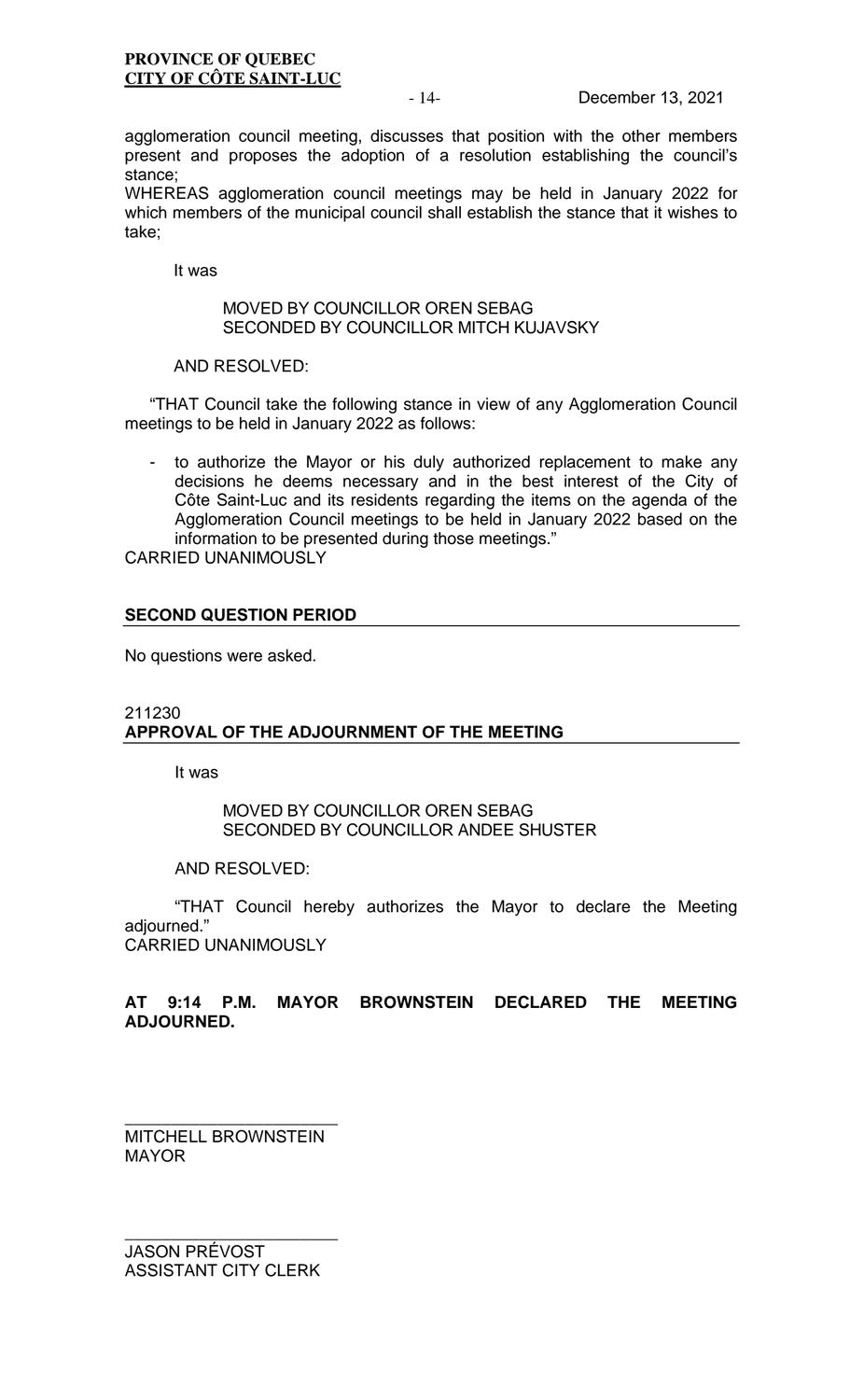agglomeration council meeting, discusses that position with the other members present and proposes the adoption of a resolution establishing the council's stance;

WHEREAS agglomeration council meetings may be held in January 2022 for which members of the municipal council shall establish the stance that it wishes to take;

It was

MOVED BY COUNCILLOR OREN SEBAG
SECONDED BY COUNCILLOR MITCH KUJAVSKY

AND RESOLVED:

"THAT Council take the following stance in view of any Agglomeration Council meetings to be held in January 2022 as follows:

- to authorize the Mayor or his duly authorized replacement to make any decisions he deems necessary and in the best interest of the City of Côte Saint-Luc and its residents regarding the items on the agenda of the Agglomeration Council meetings to be held in January 2022 based on the information to be presented during those meetings."

CARRIED UNANIMOUSLY

**SECOND QUESTION PERIOD**

No questions were asked.

211230
**APPROVAL OF THE ADJOURNMENT OF THE MEETING**

It was

MOVED BY COUNCILLOR OREN SEBAG
SECONDED BY COUNCILLOR ANDEE SHUSTER

AND RESOLVED:

"THAT Council hereby authorizes the Mayor to declare the Meeting adjourned."

CARRIED UNANIMOUSLY

**AT 9:14 P.M. MAYOR BROWNSTEIN DECLARED THE MEETING ADJOURNED.**

______________________
MITCHELL BROWNSTEIN
MAYOR

______________________
JASON PRÉVOST
ASSISTANT CITY CLERK